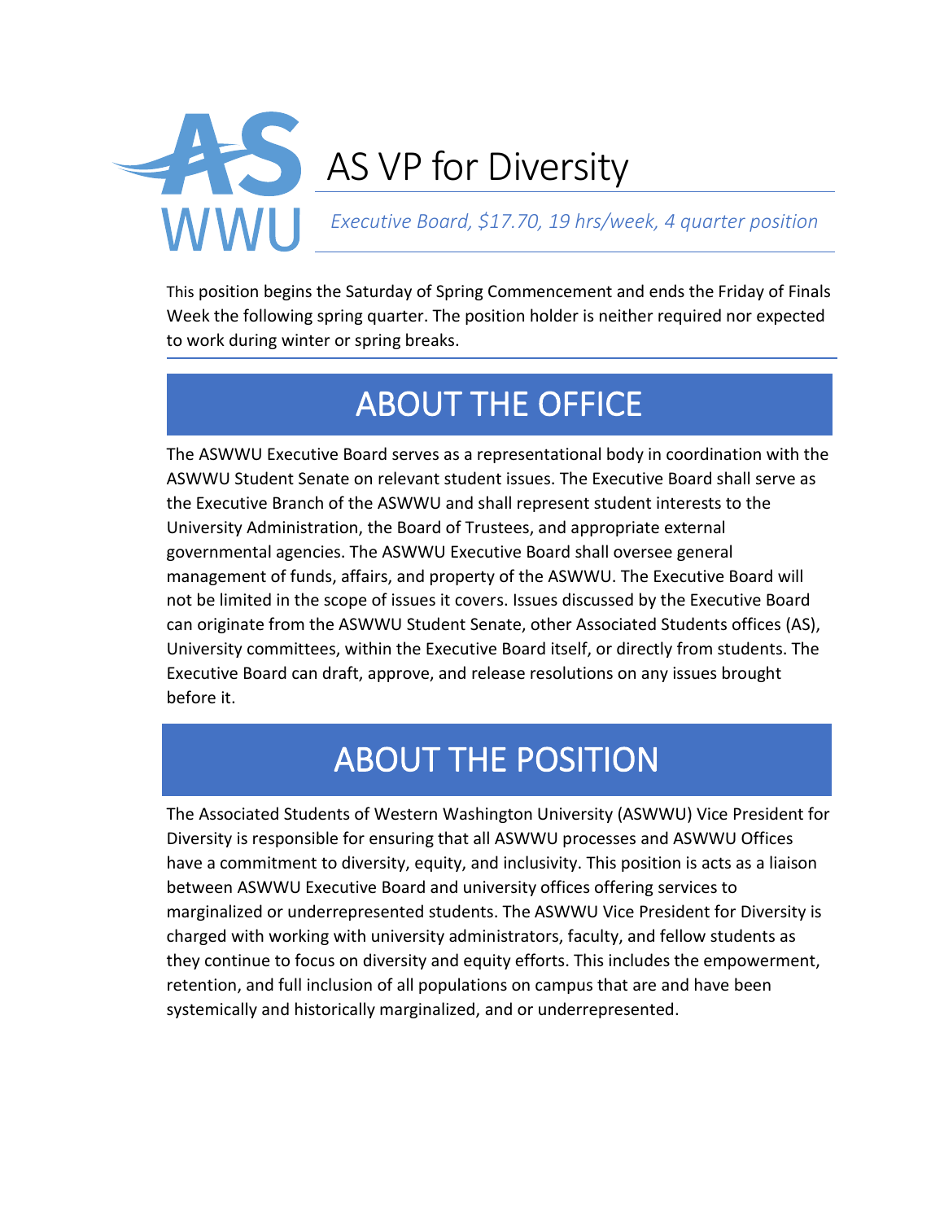# AS VP for Diversity

*Executive Board, $17.70, 19 hrs/week, 4 quarter position*

This position begins the Saturday of Spring Commencement and ends the Friday of Finals Week the following spring quarter. The position holder is neither required nor expected to work during winter or spring breaks.

## ABOUT THE OFFICE

The ASWWU Executive Board serves as a representational body in coordination with the ASWWU Student Senate on relevant student issues. The Executive Board shall serve as the Executive Branch of the ASWWU and shall represent student interests to the University Administration, the Board of Trustees, and appropriate external governmental agencies. The ASWWU Executive Board shall oversee general management of funds, affairs, and property of the ASWWU. The Executive Board will not be limited in the scope of issues it covers. Issues discussed by the Executive Board can originate from the ASWWU Student Senate, other Associated Students offices (AS), University committees, within the Executive Board itself, or directly from students. The Executive Board can draft, approve, and release resolutions on any issues brought before it.

## ABOUT THE POSITION

The Associated Students of Western Washington University (ASWWU) Vice President for Diversity is responsible for ensuring that all ASWWU processes and ASWWU Offices have a commitment to diversity, equity, and inclusivity. This position is acts as a liaison between ASWWU Executive Board and university offices offering services to marginalized or underrepresented students. The ASWWU Vice President for Diversity is charged with working with university administrators, faculty, and fellow students as they continue to focus on diversity and equity efforts. This includes the empowerment, retention, and full inclusion of all populations on campus that are and have been systemically and historically marginalized, and or underrepresented.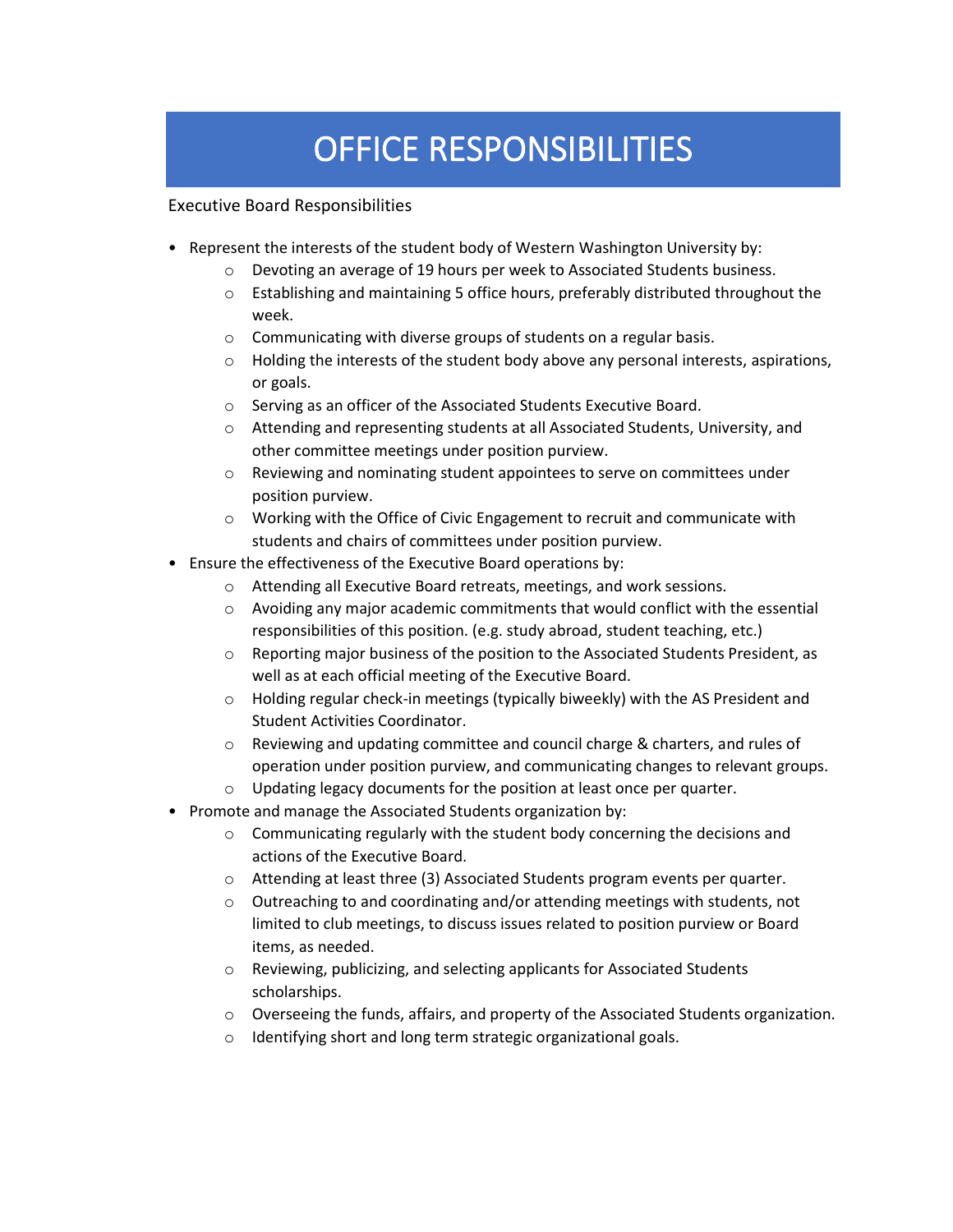# OFFICE RESPONSIBILITIES

Executive Board Responsibilities

- Represent the interests of the student body of Western Washington University by:
    - Devoting an average of 19 hours per week to Associated Students business.
    - Establishing and maintaining 5 office hours, preferably distributed throughout the week.
    - Communicating with diverse groups of students on a regular basis.
    - Holding the interests of the student body above any personal interests, aspirations, or goals.
    - Serving as an officer of the Associated Students Executive Board.
    - Attending and representing students at all Associated Students, University, and other committee meetings under position purview.
    - Reviewing and nominating student appointees to serve on committees under position purview.
    - Working with the Office of Civic Engagement to recruit and communicate with students and chairs of committees under position purview.
- Ensure the effectiveness of the Executive Board operations by:
    - Attending all Executive Board retreats, meetings, and work sessions.
    - Avoiding any major academic commitments that would conflict with the essential responsibilities of this position. (e.g. study abroad, student teaching, etc.)
    - Reporting major business of the position to the Associated Students President, as well as at each official meeting of the Executive Board.
    - Holding regular check-in meetings (typically biweekly) with the AS President and Student Activities Coordinator.
    - Reviewing and updating committee and council charge & charters, and rules of operation under position purview, and communicating changes to relevant groups.
    - Updating legacy documents for the position at least once per quarter.
- Promote and manage the Associated Students organization by:
    - Communicating regularly with the student body concerning the decisions and actions of the Executive Board.
    - Attending at least three (3) Associated Students program events per quarter.
    - Outreaching to and coordinating and/or attending meetings with students, not limited to club meetings, to discuss issues related to position purview or Board items, as needed.
    - Reviewing, publicizing, and selecting applicants for Associated Students scholarships.
    - Overseeing the funds, affairs, and property of the Associated Students organization.
    - Identifying short and long term strategic organizational goals.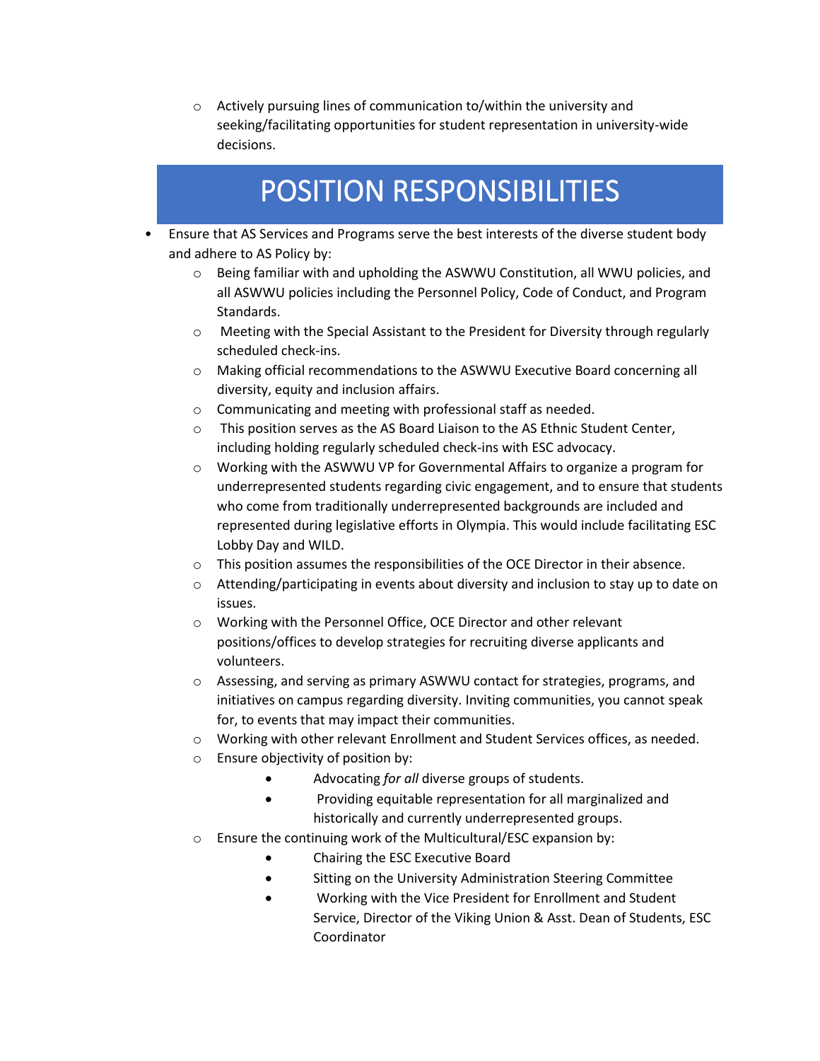- Actively pursuing lines of communication to/within the university and seeking/facilitating opportunities for student representation in university-wide decisions.

# POSITION RESPONSIBILITIES

- Ensure that AS Services and Programs serve the best interests of the diverse student body and adhere to AS Policy by:
  - Being familiar with and upholding the ASWWU Constitution, all WWU policies, and all ASWWU policies including the Personnel Policy, Code of Conduct, and Program Standards.
  - Meeting with the Special Assistant to the President for Diversity through regularly scheduled check-ins.
  - Making official recommendations to the ASWWU Executive Board concerning all diversity, equity and inclusion affairs.
  - Communicating and meeting with professional staff as needed.
  - This position serves as the AS Board Liaison to the AS Ethnic Student Center, including holding regularly scheduled check-ins with ESC advocacy.
  - Working with the ASWWU VP for Governmental Affairs to organize a program for underrepresented students regarding civic engagement, and to ensure that students who come from traditionally underrepresented backgrounds are included and represented during legislative efforts in Olympia. This would include facilitating ESC Lobby Day and WILD.
  - This position assumes the responsibilities of the OCE Director in their absence.
  - Attending/participating in events about diversity and inclusion to stay up to date on issues.
  - Working with the Personnel Office, OCE Director and other relevant positions/offices to develop strategies for recruiting diverse applicants and volunteers.
  - Assessing, and serving as primary ASWWU contact for strategies, programs, and initiatives on campus regarding diversity. Inviting communities, you cannot speak for, to events that may impact their communities.
  - Working with other relevant Enrollment and Student Services offices, as needed.
  - Ensure objectivity of position by:
    - Advocating *for all* diverse groups of students.
    - Providing equitable representation for all marginalized and historically and currently underrepresented groups.
  - Ensure the continuing work of the Multicultural/ESC expansion by:
    - Chairing the ESC Executive Board
    - Sitting on the University Administration Steering Committee
    - Working with the Vice President for Enrollment and Student Service, Director of the Viking Union & Asst. Dean of Students, ESC Coordinator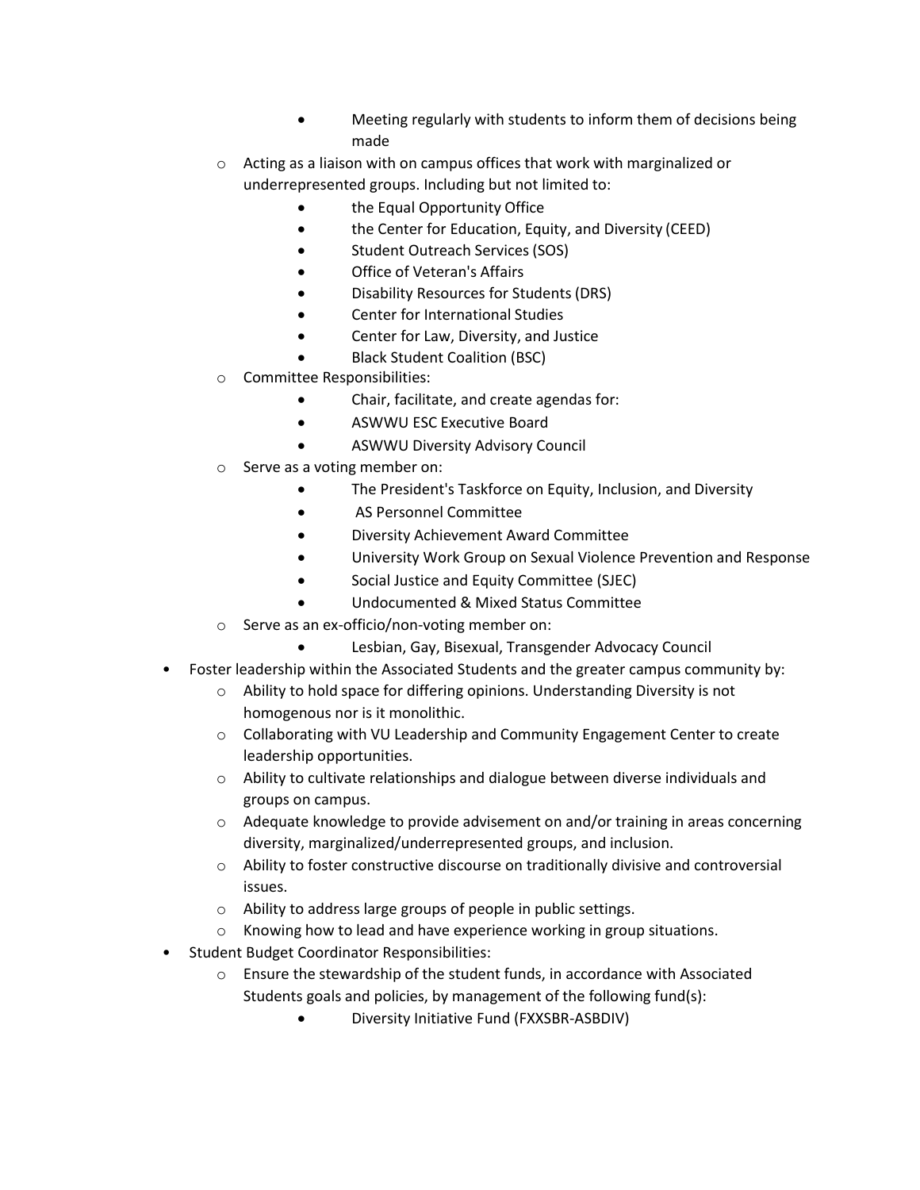- Meeting regularly with students to inform them of decisions being made
    - Acting as a liaison with on campus offices that work with marginalized or underrepresented groups. Including but not limited to:
        - the Equal Opportunity Office
        - the Center for Education, Equity, and Diversity (CEED)
        - Student Outreach Services (SOS)
        - Office of Veteran's Affairs
        - Disability Resources for Students (DRS)
        - Center for International Studies
        - Center for Law, Diversity, and Justice
        - Black Student Coalition (BSC)
    - Committee Responsibilities:
        - Chair, facilitate, and create agendas for:
        - ASWWU ESC Executive Board
        - ASWWU Diversity Advisory Council
    - Serve as a voting member on:
        - The President's Taskforce on Equity, Inclusion, and Diversity
        - AS Personnel Committee
        - Diversity Achievement Award Committee
        - University Work Group on Sexual Violence Prevention and Response
        - Social Justice and Equity Committee (SJEC)
        - Undocumented & Mixed Status Committee
    - Serve as an ex-officio/non-voting member on:
        - Lesbian, Gay, Bisexual, Transgender Advocacy Council
- Foster leadership within the Associated Students and the greater campus community by:
    - Ability to hold space for differing opinions. Understanding Diversity is not homogenous nor is it monolithic.
    - Collaborating with VU Leadership and Community Engagement Center to create leadership opportunities.
    - Ability to cultivate relationships and dialogue between diverse individuals and groups on campus.
    - Adequate knowledge to provide advisement on and/or training in areas concerning diversity, marginalized/underrepresented groups, and inclusion.
    - Ability to foster constructive discourse on traditionally divisive and controversial issues.
    - Ability to address large groups of people in public settings.
    - Knowing how to lead and have experience working in group situations.
- Student Budget Coordinator Responsibilities:
    - Ensure the stewardship of the student funds, in accordance with Associated Students goals and policies, by management of the following fund(s):
        - Diversity Initiative Fund (FXXSBR-ASBDIV)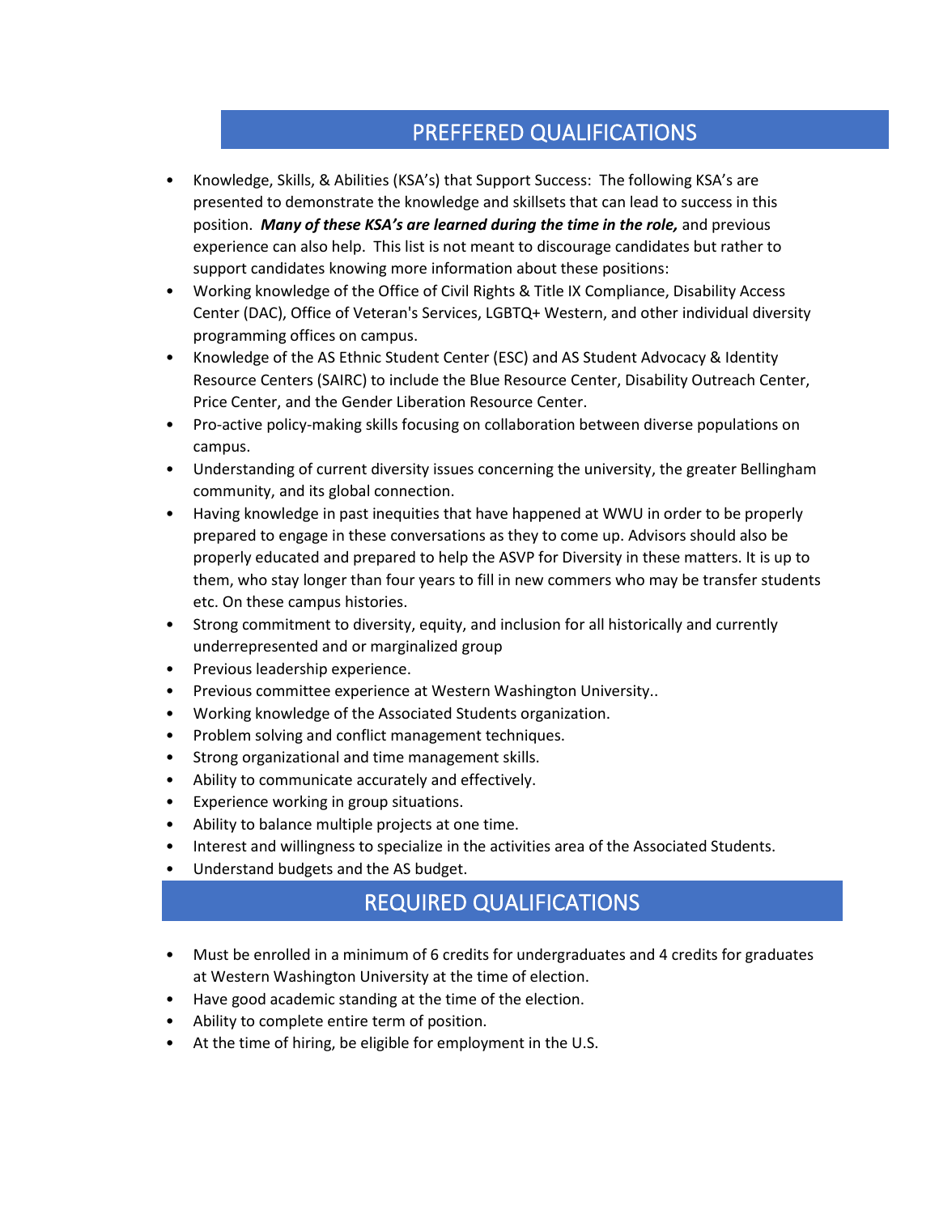## PREFFERED QUALIFICATIONS

- Knowledge, Skills, & Abilities (KSA's) that Support Success: The following KSA's are presented to demonstrate the knowledge and skillsets that can lead to success in this position. ***Many of these KSA's are learned during the time in the role,*** and previous experience can also help. This list is not meant to discourage candidates but rather to support candidates knowing more information about these positions:
- Working knowledge of the Office of Civil Rights & Title IX Compliance, Disability Access Center (DAC), Office of Veteran's Services, LGBTQ+ Western, and other individual diversity programming offices on campus.
- Knowledge of the AS Ethnic Student Center (ESC) and AS Student Advocacy & Identity Resource Centers (SAIRC) to include the Blue Resource Center, Disability Outreach Center, Price Center, and the Gender Liberation Resource Center.
- Pro-active policy-making skills focusing on collaboration between diverse populations on campus.
- Understanding of current diversity issues concerning the university, the greater Bellingham community, and its global connection.
- Having knowledge in past inequities that have happened at WWU in order to be properly prepared to engage in these conversations as they to come up. Advisors should also be properly educated and prepared to help the ASVP for Diversity in these matters. It is up to them, who stay longer than four years to fill in new commers who may be transfer students etc. On these campus histories.
- Strong commitment to diversity, equity, and inclusion for all historically and currently underrepresented and or marginalized group
- Previous leadership experience.
- Previous committee experience at Western Washington University..
- Working knowledge of the Associated Students organization.
- Problem solving and conflict management techniques.
- Strong organizational and time management skills.
- Ability to communicate accurately and effectively.
- Experience working in group situations.
- Ability to balance multiple projects at one time.
- Interest and willingness to specialize in the activities area of the Associated Students.
- Understand budgets and the AS budget.

## REQUIRED QUALIFICATIONS

- Must be enrolled in a minimum of 6 credits for undergraduates and 4 credits for graduates at Western Washington University at the time of election.
- Have good academic standing at the time of the election.
- Ability to complete entire term of position.
- At the time of hiring, be eligible for employment in the U.S.